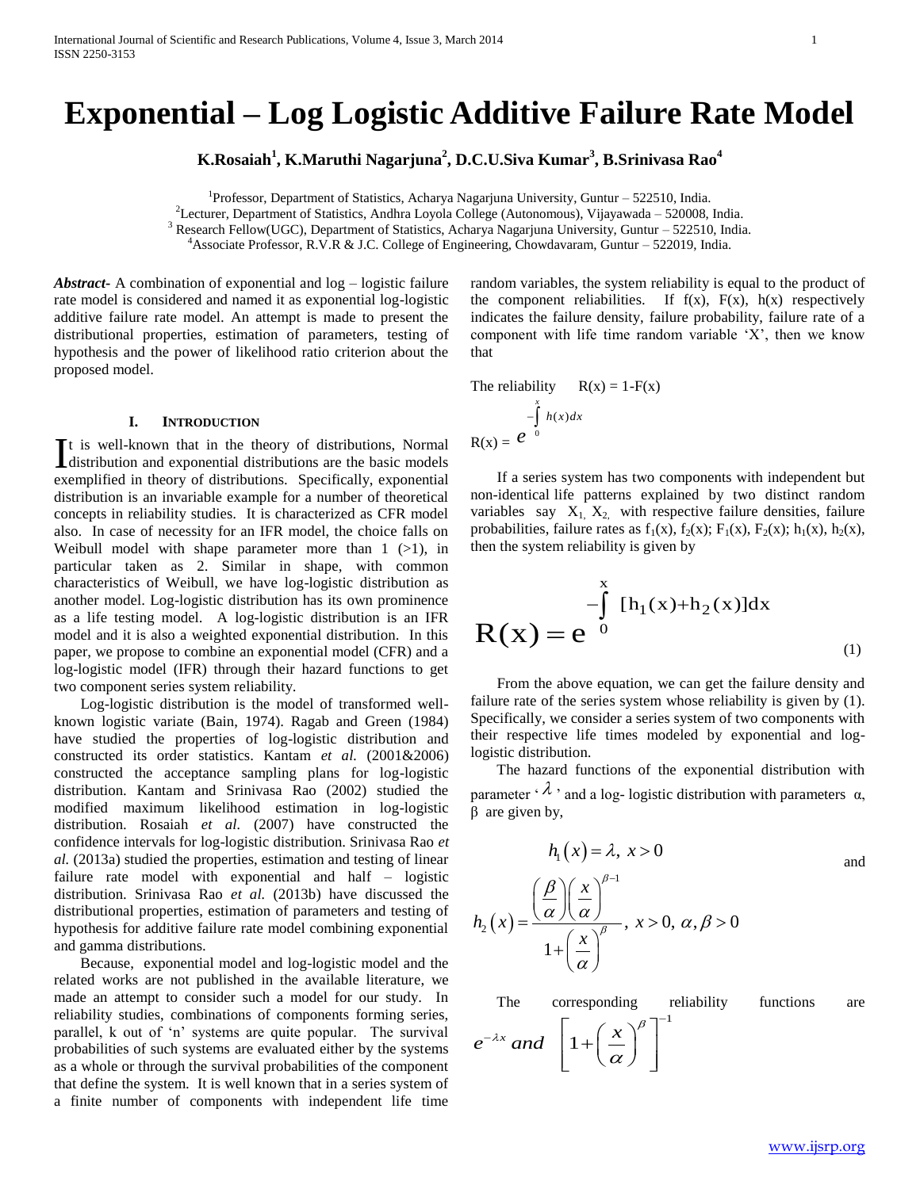# Exponential – Log Logistic Additive Failure Rate Model

**K.Rosaiah[1], K.Maruthi Nagarjuna[2], D.C.U.Siva Kumar[3], B.Srinivasa Rao[4]**

[1]Professor, Department of Statistics, Acharya Nagarjuna University, Guntur – 522510, India.
[2]Lecturer, Department of Statistics, Andhra Loyola College (Autonomous), Vijayawada – 520008, India.
[3] Research Fellow(UGC), Department of Statistics, Acharya Nagarjuna University, Guntur – 522510, India.
[4]Associate Professor, R.V.R & J.C. College of Engineering, Chowdavaram, Guntur – 522019, India.

***Abstract***- A combination of exponential and log – logistic failure rate model is considered and named it as exponential log-logistic additive failure rate model. An attempt is made to present the distributional properties, estimation of parameters, testing of hypothesis and the power of likelihood ratio criterion about the proposed model.

## I. Introduction

It is well-known that in the theory of distributions, Normal distribution and exponential distributions are the basic models exemplified in theory of distributions. Specifically, exponential distribution is an invariable example for a number of theoretical concepts in reliability studies. It is characterized as CFR model also. In case of necessity for an IFR model, the choice falls on Weibull model with shape parameter more than 1 (>1), in particular taken as 2. Similar in shape, with common characteristics of Weibull, we have log-logistic distribution as another model. Log-logistic distribution has its own prominence as a life testing model. A log-logistic distribution is an IFR model and it is also a weighted exponential distribution. In this paper, we propose to combine an exponential model (CFR) and a log-logistic model (IFR) through their hazard functions to get two component series system reliability.

Log-logistic distribution is the model of transformed well-known logistic variate (Bain, 1974). Ragab and Green (1984) have studied the properties of log-logistic distribution and constructed its order statistics. Kantam *et al.* (2001&2006) constructed the acceptance sampling plans for log-logistic distribution. Kantam and Srinivasa Rao (2002) studied the modified maximum likelihood estimation in log-logistic distribution. Rosaiah *et al.* (2007) have constructed the confidence intervals for log-logistic distribution. Srinivasa Rao *et al.* (2013a) studied the properties, estimation and testing of linear failure rate model with exponential and half – logistic distribution. Srinivasa Rao *et al.* (2013b) have discussed the distributional properties, estimation of parameters and testing of hypothesis for additive failure rate model combining exponential and gamma distributions.

Because, exponential model and log-logistic model and the related works are not published in the available literature, we made an attempt to consider such a model for our study. In reliability studies, combinations of components forming series, parallel, k out of 'n' systems are quite popular. The survival probabilities of such systems are evaluated either by the systems as a whole or through the survival probabilities of the component that define the system. It is well known that in a series system of a finite number of components with independent life time random variables, the system reliability is equal to the product of the component reliabilities. If f(x), F(x), h(x) respectively indicates the failure density, failure probability, failure rate of a component with life time random variable 'X', then we know that

The reliability $R(x) = 1-F(x)$

$$R(x) = e^{-\int_0^x h(x)dx}$$

If a series system has two components with independent but non-identical life patterns explained by two distinct random variables say $X_1$, $X_2$, with respective failure densities, failure probabilities, failure rates as $f_1(x)$, $f_2(x)$; $F_1(x)$, $F_2(x)$; $h_1(x)$, $h_2(x)$, then the system reliability is given by

$$R(x) = e^{-\int_0^x [h_1(x)+h_2(x)]dx} \tag{1}$$

From the above equation, we can get the failure density and failure rate of the series system whose reliability is given by (1). Specifically, we consider a series system of two components with their respective life times modeled by exponential and log-logistic distribution.

The hazard functions of the exponential distribution with parameter '$\lambda$' and a log- logistic distribution with parameters $\alpha$, $\beta$ are given by,

$$h_1(x) = \lambda,\ x > 0$$

and

$$h_2(x) = \frac{\left(\frac{\beta}{\alpha}\right)\left(\frac{x}{\alpha}\right)^{\beta-1}}{1+\left(\frac{x}{\alpha}\right)^{\beta}},\ x > 0,\ \alpha, \beta > 0$$

The corresponding reliability functions are $e^{-\lambda x}$ *and* $\left[1+\left(\frac{x}{\alpha}\right)^{\beta}\right]^{-1}$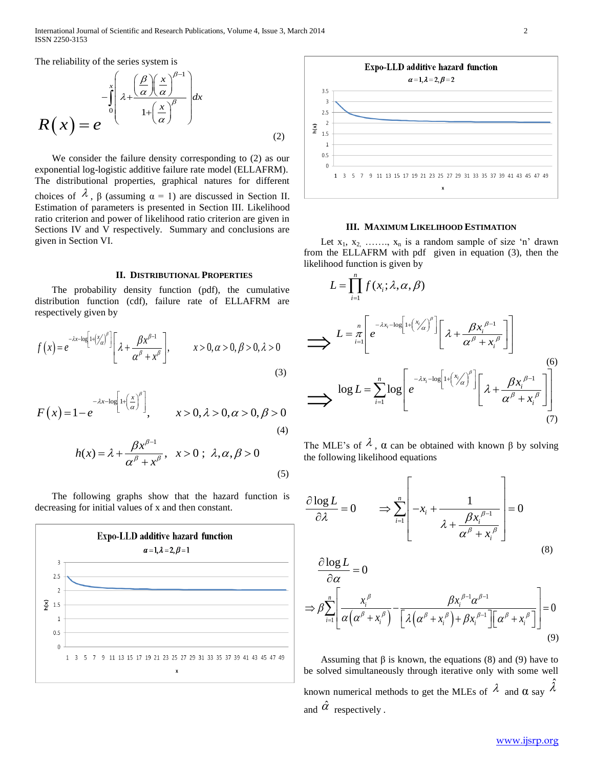The reliability of the series system is

$$R(x) = e^{-\int_0^x \left( \lambda + \frac{\left(\frac{\beta}{\alpha}\right)\left(\frac{x}{\alpha}\right)^{\beta-1}}{1+\left(\frac{x}{\alpha}\right)^{\beta}} \right) dx} \tag{2}$$

We consider the failure density corresponding to (2) as our exponential log-logistic additive failure rate model (ELLAFRM). The distributional properties, graphical natures for different choices of $\lambda$, β (assuming α = 1) are discussed in Section II. Estimation of parameters is presented in Section III. Likelihood ratio criterion and power of likelihood ratio criterion are given in Sections IV and V respectively. Summary and conclusions are given in Section VI.

## II. Distributional Properties

The probability density function (pdf), the cumulative distribution function (cdf), failure rate of ELLAFRM are respectively given by

$$f(x) = e^{-\lambda x - \log\left[1+\left(x/\alpha\right)^{\beta}\right]}\left[\lambda + \frac{\beta x^{\beta-1}}{\alpha^{\beta}+x^{\beta}}\right], \qquad x>0, \alpha>0, \beta>0, \lambda>0 \tag{3}$$

$$F(x) = 1 - e^{-\lambda x - \log\left[1+\left(\frac{x}{\alpha}\right)^{\beta}\right]}, \qquad x>0, \lambda>0, \alpha>0, \beta>0 \tag{4}$$

$$h(x) = \lambda + \frac{\beta x^{\beta-1}}{\alpha^{\beta}+x^{\beta}}, \quad x>0\ ;\ \lambda, \alpha, \beta > 0 \tag{5}$$

The following graphs show that the hazard function is decreasing for initial values of x and then constant.

**Expo-LLD additive hazard function**
$\alpha=1, \lambda=2, \beta=1$

**Expo-LLD additive hazard function**
$\alpha=1, \lambda=2, \beta=2$

## III. Maximum Likelihood Estimation

Let $x_1, x_2, \ldots\ldots, x_n$ is a random sample of size 'n' drawn from the ELLAFRM with pdf given in equation (3), then the likelihood function is given by

$$L = \prod_{i=1}^{n} f(x_i; \lambda, \alpha, \beta)$$

$$\Longrightarrow \quad L = \pi_{i=1}^{n}\left[ e^{-\lambda x_i - \log\left[1+\left(x_i/\alpha\right)^{\beta}\right]}\left[\lambda + \frac{\beta x_i^{\beta-1}}{\alpha^{\beta}+x_i^{\beta}}\right]\right] \tag{6}$$

$$\Longrightarrow \quad \log L = \sum_{i=1}^{n} \log\left[ e^{-\lambda x_i - \log\left[1+\left(x_i/\alpha\right)^{\beta}\right]}\left[\lambda + \frac{\beta x_i^{\beta-1}}{\alpha^{\beta}+x_i^{\beta}}\right]\right] \tag{7}$$

The MLE's of $\lambda$, α can be obtained with known β by solving the following likelihood equations

$$\frac{\partial \log L}{\partial \lambda} = 0 \qquad \Rightarrow \sum_{i=1}^{n}\left[ -x_i + \frac{1}{\lambda + \frac{\beta x_i^{\beta-1}}{\alpha^{\beta}+x_i^{\beta}}} \right] = 0 \tag{8}$$

$$\frac{\partial \log L}{\partial \alpha} = 0$$

$$\Rightarrow \beta \sum_{i=1}^{n}\left[ \frac{x_i^{\beta}}{\alpha\left(\alpha^{\beta}+x_i^{\beta}\right)} - \frac{\beta x_i^{\beta-1}\alpha^{\beta-1}}{\left[\lambda\left(\alpha^{\beta}+x_i^{\beta}\right)+\beta x_i^{\beta-1}\right]\left[\alpha^{\beta}+x_i^{\beta}\right]} \right] = 0 \tag{9}$$

Assuming that β is known, the equations (8) and (9) have to be solved simultaneously through iterative only with some well known numerical methods to get the MLEs of $\lambda$ and α say $\hat{\lambda}$ and $\hat{\alpha}$ respectively.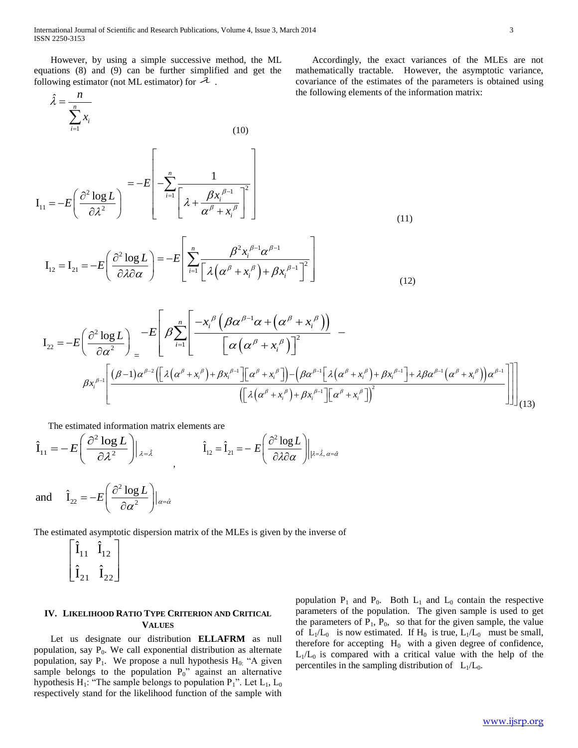However, by using a simple successive method, the ML equations (8) and (9) can be further simplified and get the following estimator (not ML estimator) for $\lambda$ .

$$\hat{\lambda} = \frac{n}{\sum_{i=1}^{n} x_i} \tag{10}$$

$$\mathrm{I}_{11} = -E\left(\frac{\partial^2 \log L}{\partial \lambda^2}\right) = -E\left[-\sum_{i=1}^{n} \frac{1}{\left[\lambda + \frac{\beta x_i^{\beta-1}}{\alpha^\beta + x_i^\beta}\right]^2}\right] \tag{11}$$

$$\mathrm{I}_{12} = \mathrm{I}_{21} = -E\left(\frac{\partial^2 \log L}{\partial \lambda \partial \alpha}\right) = -E\left[\sum_{i=1}^{n} \frac{\beta^2 x_i^{\beta-1} \alpha^{\beta-1}}{\left[\lambda\left(\alpha^\beta + x_i^\beta\right) + \beta x_i^{\beta-1}\right]^2}\right] \tag{12}$$

$$\mathrm{I}_{22} = -E\left(\frac{\partial^2 \log L}{\partial \alpha^2}\right) = -E\left[\beta \sum_{i=1}^{n}\left[\frac{-x_i^\beta\left(\beta\alpha^{\beta-1}\alpha + \left(\alpha^\beta + x_i^\beta\right)\right)}{\left[\alpha\left(\alpha^\beta + x_i^\beta\right)\right]^2} - \beta x_i^{\beta-1}\left[\frac{(\beta-1)\alpha^{\beta-2}\left(\left[\lambda\left(\alpha^\beta + x_i^\beta\right) + \beta x_i^{\beta-1}\right]\left[\alpha^\beta + x_i^\beta\right]\right) - \left(\beta\alpha^{\beta-1}\left[\lambda\left(\alpha^\beta + x_i^\beta\right) + \beta x_i^{\beta-1}\right] + \lambda\beta\alpha^{\beta-1}\left(\alpha^\beta + x_i^\beta\right)\right)\alpha^{\beta-1}}{\left(\left[\lambda\left(\alpha^\beta + x_i^\beta\right) + \beta x_i^{\beta-1}\right]\left[\alpha^\beta + x_i^\beta\right]\right)^2}\right]\right]\right] \tag{13}$$

Accordingly, the exact variances of the MLEs are not mathematically tractable. However, the asymptotic variance, covariance of the estimates of the parameters is obtained using the following elements of the information matrix:

The estimated information matrix elements are

$$\hat{\mathrm{I}}_{11} = -E\left(\frac{\partial^2 \log L}{\partial \lambda^2}\right)\Big|_{\lambda=\hat{\lambda}}, \qquad \hat{\mathrm{I}}_{12} = \hat{\mathrm{I}}_{21} = -E\left(\frac{\partial^2 \log L}{\partial \lambda \partial \alpha}\right)\Big|_{\lambda=\hat{\lambda},\, \alpha=\hat{\alpha}}$$

and $\hat{\mathrm{I}}_{22} = -E\left(\frac{\partial^2 \log L}{\partial \alpha^2}\right)\Big|_{\alpha=\hat{\alpha}}$

The estimated asymptotic dispersion matrix of the MLEs is given by the inverse of

$$\begin{bmatrix} \hat{\mathrm{I}}_{11} & \hat{\mathrm{I}}_{12} \\ \hat{\mathrm{I}}_{21} & \hat{\mathrm{I}}_{22} \end{bmatrix}$$

## IV. Likelihood Ratio Type Criterion and Critical Values

Let us designate our distribution **ELLAFRM** as null population, say $P_0$. We call exponential distribution as alternate population, say $P_1$. We propose a null hypothesis $H_0$: "A given sample belongs to the population $P_0$" against an alternative hypothesis $H_1$: "The sample belongs to population $P_1$". Let $L_1$, $L_0$ respectively stand for the likelihood function of the sample with population $P_1$ and $P_0$. Both $L_1$ and $L_0$ contain the respective parameters of the population. The given sample is used to get the parameters of $P_1$, $P_0$, so that for the given sample, the value of $L_1/L_0$ is now estimated. If $H_0$ is true, $L_1/L_0$ must be small, therefore for accepting $H_0$ with a given degree of confidence, $L_1/L_0$ is compared with a critical value with the help of the percentiles in the sampling distribution of $L_1/L_0$.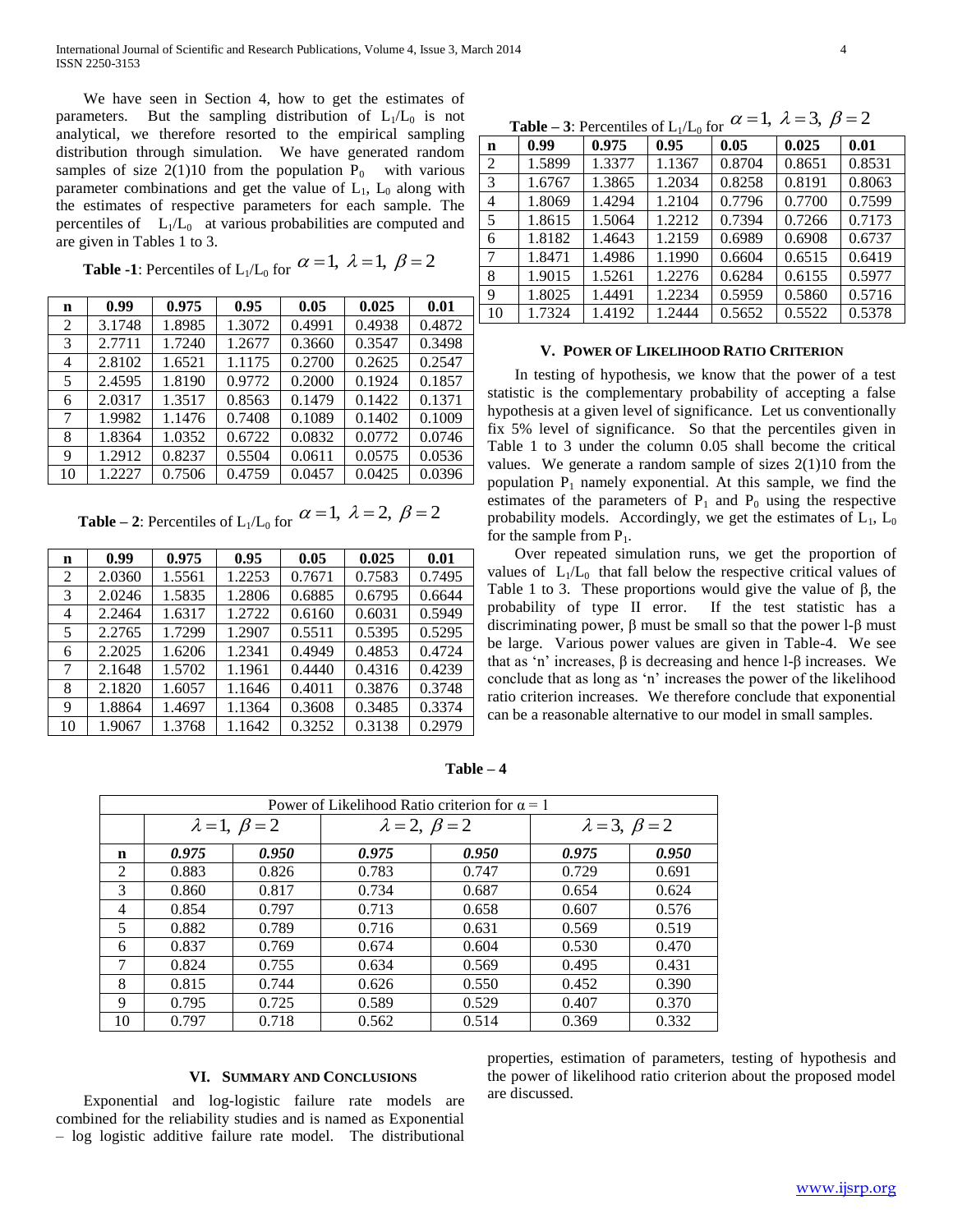We have seen in Section 4, how to get the estimates of parameters. But the sampling distribution of $L_1/L_0$ is not analytical, we therefore resorted to the empirical sampling distribution through simulation. We have generated random samples of size 2(1)10 from the population $P_0$ with various parameter combinations and get the value of $L_1$, $L_0$ along with the estimates of respective parameters for each sample. The percentiles of $L_1/L_0$ at various probabilities are computed and are given in Tables 1 to 3.

**Table -1**: Percentiles of $L_1/L_0$ for $\alpha = 1,\ \lambda = 1,\ \beta = 2$

| n | 0.99 | 0.975 | 0.95 | 0.05 | 0.025 | 0.01 |
|---|---|---|---|---|---|---|
| 2 | 3.1748 | 1.8985 | 1.3072 | 0.4991 | 0.4938 | 0.4872 |
| 3 | 2.7711 | 1.7240 | 1.2677 | 0.3660 | 0.3547 | 0.3498 |
| 4 | 2.8102 | 1.6521 | 1.1175 | 0.2700 | 0.2625 | 0.2547 |
| 5 | 2.4595 | 1.8190 | 0.9772 | 0.2000 | 0.1924 | 0.1857 |
| 6 | 2.0317 | 1.3517 | 0.8563 | 0.1479 | 0.1422 | 0.1371 |
| 7 | 1.9982 | 1.1476 | 0.7408 | 0.1089 | 0.1402 | 0.1009 |
| 8 | 1.8364 | 1.0352 | 0.6722 | 0.0832 | 0.0772 | 0.0746 |
| 9 | 1.2912 | 0.8237 | 0.5504 | 0.0611 | 0.0575 | 0.0536 |
| 10 | 1.2227 | 0.7506 | 0.4759 | 0.0457 | 0.0425 | 0.0396 |

**Table – 2**: Percentiles of $L_1/L_0$ for $\alpha = 1,\ \lambda = 2,\ \beta = 2$

| n | 0.99 | 0.975 | 0.95 | 0.05 | 0.025 | 0.01 |
|---|---|---|---|---|---|---|
| 2 | 2.0360 | 1.5561 | 1.2253 | 0.7671 | 0.7583 | 0.7495 |
| 3 | 2.0246 | 1.5835 | 1.2806 | 0.6885 | 0.6795 | 0.6644 |
| 4 | 2.2464 | 1.6317 | 1.2722 | 0.6160 | 0.6031 | 0.5949 |
| 5 | 2.2765 | 1.7299 | 1.2907 | 0.5511 | 0.5395 | 0.5295 |
| 6 | 2.2025 | 1.6206 | 1.2341 | 0.4949 | 0.4853 | 0.4724 |
| 7 | 2.1648 | 1.5702 | 1.1961 | 0.4440 | 0.4316 | 0.4239 |
| 8 | 2.1820 | 1.6057 | 1.1646 | 0.4011 | 0.3876 | 0.3748 |
| 9 | 1.8864 | 1.4697 | 1.1364 | 0.3608 | 0.3485 | 0.3374 |
| 10 | 1.9067 | 1.3768 | 1.1642 | 0.3252 | 0.3138 | 0.2979 |

**Table – 3**: Percentiles of $L_1/L_0$ for $\alpha = 1,\ \lambda = 3,\ \beta = 2$

| n | 0.99 | 0.975 | 0.95 | 0.05 | 0.025 | 0.01 |
|---|---|---|---|---|---|---|
| 2 | 1.5899 | 1.3377 | 1.1367 | 0.8704 | 0.8651 | 0.8531 |
| 3 | 1.6767 | 1.3865 | 1.2034 | 0.8258 | 0.8191 | 0.8063 |
| 4 | 1.8069 | 1.4294 | 1.2104 | 0.7796 | 0.7700 | 0.7599 |
| 5 | 1.8615 | 1.5064 | 1.2212 | 0.7394 | 0.7266 | 0.7173 |
| 6 | 1.8182 | 1.4643 | 1.2159 | 0.6989 | 0.6908 | 0.6737 |
| 7 | 1.8471 | 1.4986 | 1.1990 | 0.6604 | 0.6515 | 0.6419 |
| 8 | 1.9015 | 1.5261 | 1.2276 | 0.6284 | 0.6155 | 0.5977 |
| 9 | 1.8025 | 1.4491 | 1.2234 | 0.5959 | 0.5860 | 0.5716 |
| 10 | 1.7324 | 1.4192 | 1.2444 | 0.5652 | 0.5522 | 0.5378 |

## V. Power of Likelihood Ratio Criterion

In testing of hypothesis, we know that the power of a test statistic is the complementary probability of accepting a false hypothesis at a given level of significance. Let us conventionally fix 5% level of significance. So that the percentiles given in Table 1 to 3 under the column 0.05 shall become the critical values. We generate a random sample of sizes 2(1)10 from the population $P_1$ namely exponential. At this sample, we find the estimates of the parameters of $P_1$ and $P_0$ using the respective probability models. Accordingly, we get the estimates of $L_1$, $L_0$ for the sample from $P_1$.

Over repeated simulation runs, we get the proportion of values of $L_1/L_0$ that fall below the respective critical values of Table 1 to 3. These proportions would give the value of β, the probability of type II error. If the test statistic has a discriminating power, β must be small so that the power 1-β must be large. Various power values are given in Table-4. We see that as 'n' increases, β is decreasing and hence 1-β increases. We conclude that as long as 'n' increases the power of the likelihood ratio criterion increases. We therefore conclude that exponential can be a reasonable alternative to our model in small samples.

**Table – 4**

Power of Likelihood Ratio criterion for α = 1

| | $\lambda = 1,\ \beta = 2$ | | $\lambda = 2,\ \beta = 2$ | | $\lambda = 3,\ \beta = 2$ | |
|---|---|---|---|---|---|---|
| **n** | ***0.975*** | ***0.950*** | ***0.975*** | ***0.950*** | ***0.975*** | ***0.950*** |
| 2 | 0.883 | 0.826 | 0.783 | 0.747 | 0.729 | 0.691 |
| 3 | 0.860 | 0.817 | 0.734 | 0.687 | 0.654 | 0.624 |
| 4 | 0.854 | 0.797 | 0.713 | 0.658 | 0.607 | 0.576 |
| 5 | 0.882 | 0.789 | 0.716 | 0.631 | 0.569 | 0.519 |
| 6 | 0.837 | 0.769 | 0.674 | 0.604 | 0.530 | 0.470 |
| 7 | 0.824 | 0.755 | 0.634 | 0.569 | 0.495 | 0.431 |
| 8 | 0.815 | 0.744 | 0.626 | 0.550 | 0.452 | 0.390 |
| 9 | 0.795 | 0.725 | 0.589 | 0.529 | 0.407 | 0.370 |
| 10 | 0.797 | 0.718 | 0.562 | 0.514 | 0.369 | 0.332 |

## VI. Summary and Conclusions

Exponential and log-logistic failure rate models are combined for the reliability studies and is named as Exponential – log logistic additive failure rate model. The distributional properties, estimation of parameters, testing of hypothesis and the power of likelihood ratio criterion about the proposed model are discussed.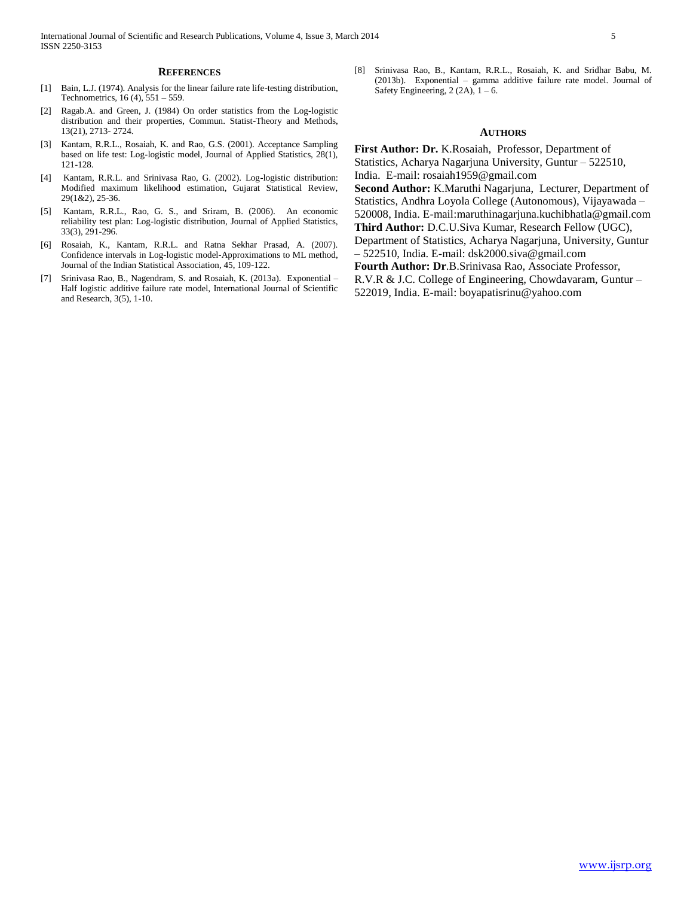## REFERENCES

[1] Bain, L.J. (1974). Analysis for the linear failure rate life-testing distribution, Technometrics, 16 (4), 551 – 559.

[2] Ragab.A. and Green, J. (1984) On order statistics from the Log-logistic distribution and their properties, Commun. Statist-Theory and Methods, 13(21), 2713- 2724.

[3] Kantam, R.R.L., Rosaiah, K. and Rao, G.S. (2001). Acceptance Sampling based on life test: Log-logistic model, Journal of Applied Statistics, 28(1), 121-128.

[4] Kantam, R.R.L. and Srinivasa Rao, G. (2002). Log-logistic distribution: Modified maximum likelihood estimation, Gujarat Statistical Review, 29(1&2), 25-36.

[5] Kantam, R.R.L., Rao, G. S., and Sriram, B. (2006). An economic reliability test plan: Log-logistic distribution, Journal of Applied Statistics, 33(3), 291-296.

[6] Rosaiah, K., Kantam, R.R.L. and Ratna Sekhar Prasad, A. (2007). Confidence intervals in Log-logistic model-Approximations to ML method, Journal of the Indian Statistical Association, 45, 109-122.

[7] Srinivasa Rao, B., Nagendram, S. and Rosaiah, K. (2013a). Exponential – Half logistic additive failure rate model, International Journal of Scientific and Research, 3(5), 1-10.

[8] Srinivasa Rao, B., Kantam, R.R.L., Rosaiah, K. and Sridhar Babu, M. (2013b). Exponential – gamma additive failure rate model. Journal of Safety Engineering, 2 (2A), 1 – 6.

## AUTHORS

**First Author: Dr.** K.Rosaiah, Professor, Department of Statistics, Acharya Nagarjuna University, Guntur – 522510, India. E-mail: rosaiah1959@gmail.com

**Second Author:** K.Maruthi Nagarjuna, Lecturer, Department of Statistics, Andhra Loyola College (Autonomous), Vijayawada – 520008, India. E-mail:maruthinagarjuna.kuchibhatla@gmail.com

**Third Author:** D.C.U.Siva Kumar, Research Fellow (UGC), Department of Statistics, Acharya Nagarjuna, University, Guntur – 522510, India. E-mail: dsk2000.siva@gmail.com

**Fourth Author: Dr**.B.Srinivasa Rao, Associate Professor, R.V.R & J.C. College of Engineering, Chowdavaram, Guntur – 522019, India. E-mail: boyapatisrinu@yahoo.com